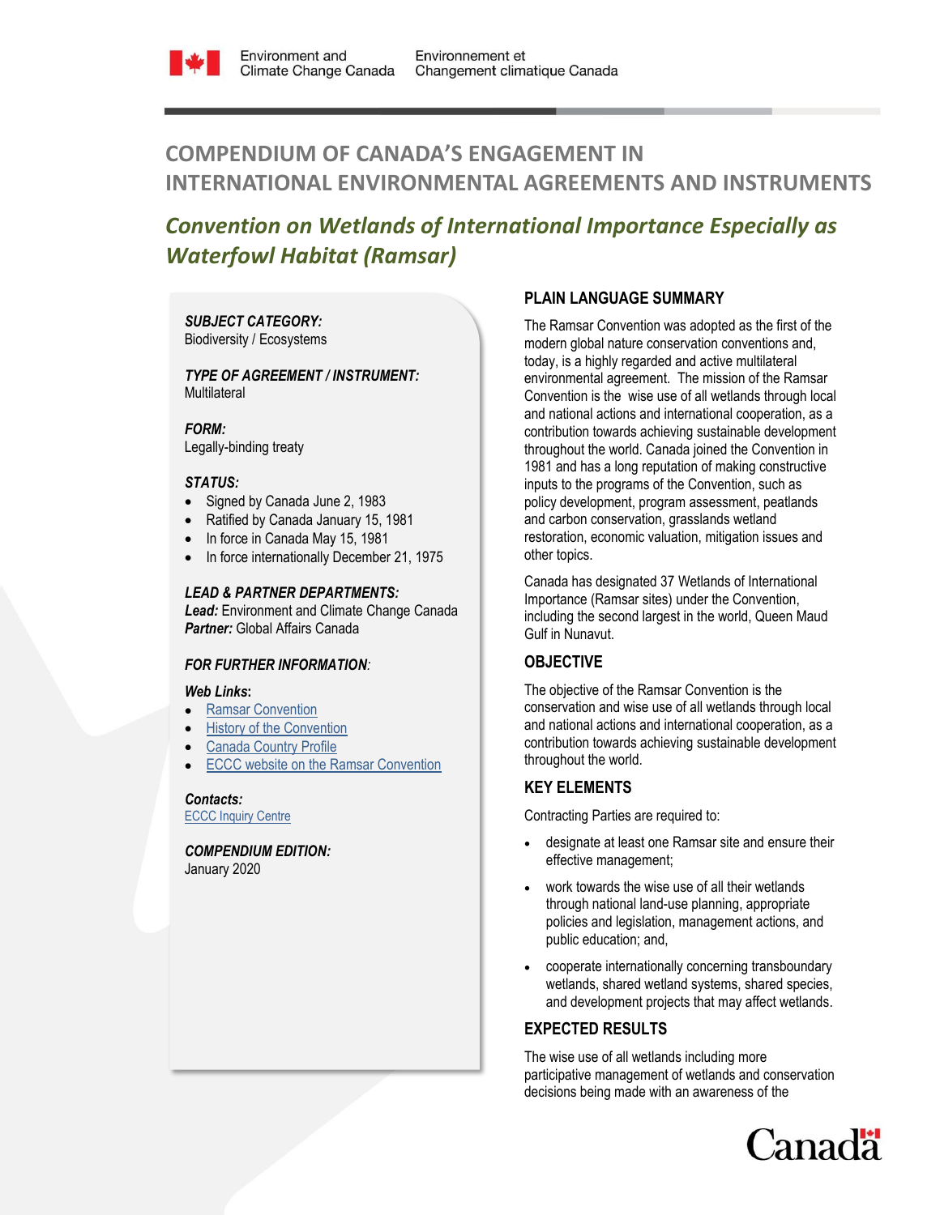Environment and Climate Change Canada | Environnement et Changement climatique Canada

# COMPENDIUM OF CANADA'S ENGAGEMENT IN INTERNATIONAL ENVIRONMENTAL AGREEMENTS AND INSTRUMENTS

## *Convention on Wetlands of International Importance Especially as Waterfowl Habitat (Ramsar)*

***SUBJECT CATEGORY:***
Biodiversity / Ecosystems

***TYPE OF AGREEMENT / INSTRUMENT:***
Multilateral

***FORM:***
Legally-binding treaty

***STATUS:***

- Signed by Canada June 2, 1983
- Ratified by Canada January 15, 1981
- In force in Canada May 15, 1981
- In force internationally December 21, 1975

***LEAD & PARTNER DEPARTMENTS:***
***Lead:*** Environment and Climate Change Canada
***Partner:*** Global Affairs Canada

***FOR FURTHER INFORMATION:***

***Web Links:***

- Ramsar Convention
- History of the Convention
- Canada Country Profile
- ECCC website on the Ramsar Convention

***Contacts:***
ECCC Inquiry Centre

***COMPENDIUM EDITION:***
January 2020

### PLAIN LANGUAGE SUMMARY

The Ramsar Convention was adopted as the first of the modern global nature conservation conventions and, today, is a highly regarded and active multilateral environmental agreement. The mission of the Ramsar Convention is the wise use of all wetlands through local and national actions and international cooperation, as a contribution towards achieving sustainable development throughout the world. Canada joined the Convention in 1981 and has a long reputation of making constructive inputs to the programs of the Convention, such as policy development, program assessment, peatlands and carbon conservation, grasslands wetland restoration, economic valuation, mitigation issues and other topics.

Canada has designated 37 Wetlands of International Importance (Ramsar sites) under the Convention, including the second largest in the world, Queen Maud Gulf in Nunavut.

### OBJECTIVE

The objective of the Ramsar Convention is the conservation and wise use of all wetlands through local and national actions and international cooperation, as a contribution towards achieving sustainable development throughout the world.

### KEY ELEMENTS

Contracting Parties are required to:

- designate at least one Ramsar site and ensure their effective management;
- work towards the wise use of all their wetlands through national land-use planning, appropriate policies and legislation, management actions, and public education; and,
- cooperate internationally concerning transboundary wetlands, shared wetland systems, shared species, and development projects that may affect wetlands.

### EXPECTED RESULTS

The wise use of all wetlands including more participative management of wetlands and conservation decisions being made with an awareness of the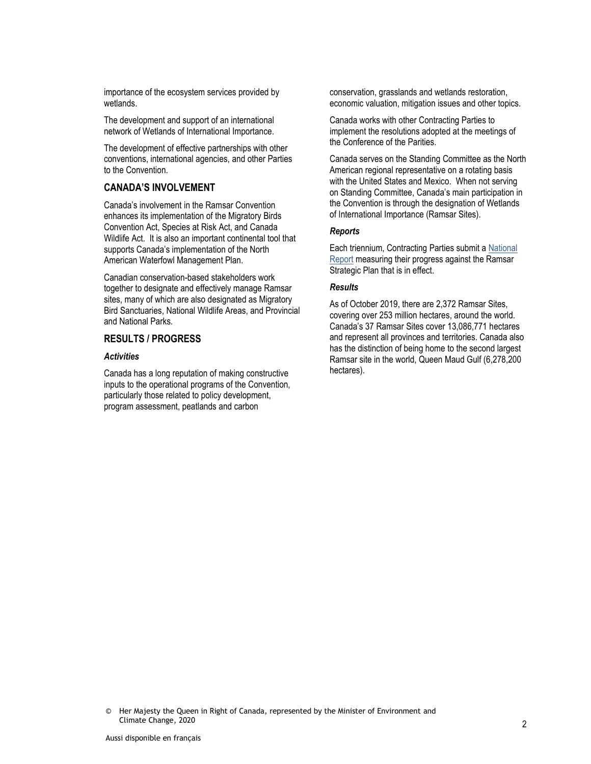importance of the ecosystem services provided by wetlands.

The development and support of an international network of Wetlands of International Importance.

The development of effective partnerships with other conventions, international agencies, and other Parties to the Convention.

## CANADA'S INVOLVEMENT

Canada's involvement in the Ramsar Convention enhances its implementation of the Migratory Birds Convention Act, Species at Risk Act, and Canada Wildlife Act. It is also an important continental tool that supports Canada's implementation of the North American Waterfowl Management Plan.

Canadian conservation-based stakeholders work together to designate and effectively manage Ramsar sites, many of which are also designated as Migratory Bird Sanctuaries, National Wildlife Areas, and Provincial and National Parks.

## RESULTS / PROGRESS

### *Activities*

Canada has a long reputation of making constructive inputs to the operational programs of the Convention, particularly those related to policy development, program assessment, peatlands and carbon conservation, grasslands and wetlands restoration, economic valuation, mitigation issues and other topics.

Canada works with other Contracting Parties to implement the resolutions adopted at the meetings of the Conference of the Parities.

Canada serves on the Standing Committee as the North American regional representative on a rotating basis with the United States and Mexico. When not serving on Standing Committee, Canada's main participation in the Convention is through the designation of Wetlands of International Importance (Ramsar Sites).

### *Reports*

Each triennium, Contracting Parties submit a National Report measuring their progress against the Ramsar Strategic Plan that is in effect.

### *Results*

As of October 2019, there are 2,372 Ramsar Sites, covering over 253 million hectares, around the world. Canada's 37 Ramsar Sites cover 13,086,771 hectares and represent all provinces and territories. Canada also has the distinction of being home to the second largest Ramsar site in the world, Queen Maud Gulf (6,278,200 hectares).

© Her Majesty the Queen in Right of Canada, represented by the Minister of Environment and Climate Change, 2020

Aussi disponible en français